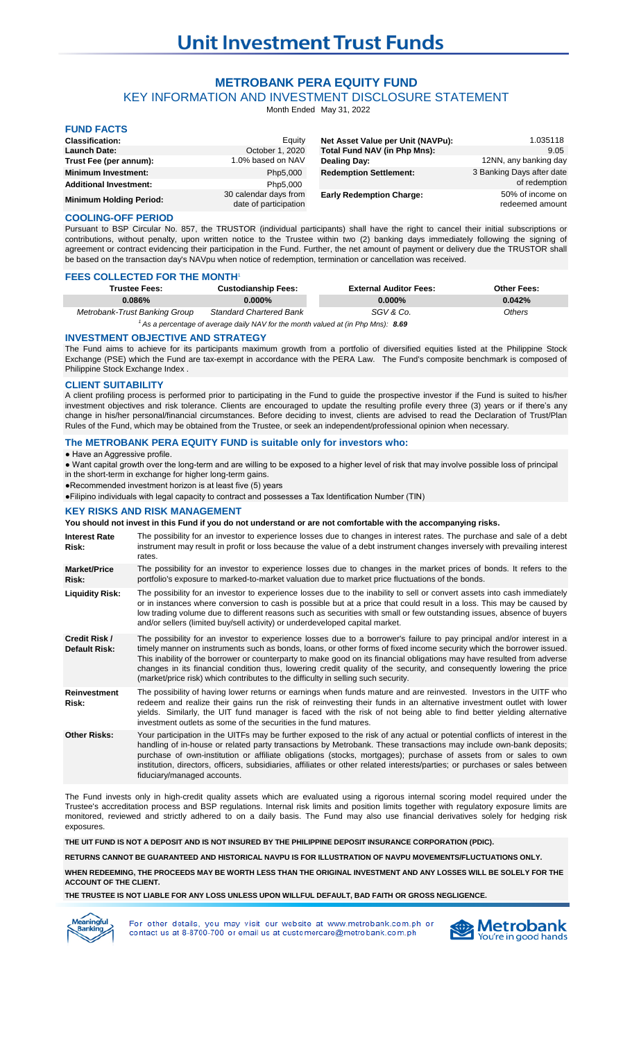# Unit Investment Trust Funds

## METROBANK PERA EQUITY FUND

### KEY INFORMATION AND INVESTMENT DISCLOSURE STATEMENT

Month Ended May 31, 2022

## FUND FACTS

| | | | |
|---|---|---|---|
| **Classification:** | Equity | **Net Asset Value per Unit (NAVPu):** | 1.035118 |
| **Launch Date:** | October 1, 2020 | **Total Fund NAV (in Php Mns):** | 9.05 |
| **Trust Fee (per annum):** | 1.0% based on NAV | **Dealing Day:** | 12NN, any banking day |
| **Minimum Investment:** | Php5,000 | **Redemption Settlement:** | 3 Banking Days after date of redemption |
| **Additional Investment:** | Php5,000 | | |
| **Minimum Holding Period:** | 30 calendar days from date of participation | **Early Redemption Charge:** | 50% of income on redeemed amount |

## COOLING-OFF PERIOD

Pursuant to BSP Circular No. 857, the TRUSTOR (individual participants) shall have the right to cancel their initial subscriptions or contributions, without penalty, upon written notice to the Trustee within two (2) banking days immediately following the signing of agreement or contract evidencing their participation in the Fund. Further, the net amount of payment or delivery due the TRUSTOR shall be based on the transaction day's NAVpu when notice of redemption, termination or cancellation was received.

## FEES COLLECTED FOR THE MONTH[1]

| Trustee Fees: | Custodianship Fees: | External Auditor Fees: | Other Fees: |
|---|---|---|---|
| **0.086%** | **0.000%** | **0.000%** | **0.042%** |
| *Metrobank-Trust Banking Group* | *Standard Chartered Bank* | *SGV & Co.* | *Others* |

*[1] As a percentage of average daily NAV for the month valued at (in Php Mns):* ***8.69***

## INVESTMENT OBJECTIVE AND STRATEGY

The Fund aims to achieve for its participants maximum growth from a portfolio of diversified equities listed at the Philippine Stock Exchange (PSE) which the Fund are tax-exempt in accordance with the PERA Law. The Fund's composite benchmark is composed of Philippine Stock Exchange Index .

## CLIENT SUITABILITY

A client profiling process is performed prior to participating in the Fund to guide the prospective investor if the Fund is suited to his/her investment objectives and risk tolerance. Clients are encouraged to update the resulting profile every three (3) years or if there's any change in his/her personal/financial circumstances. Before deciding to invest, clients are advised to read the Declaration of Trust/Plan Rules of the Fund, which may be obtained from the Trustee, or seek an independent/professional opinion when necessary.

## The METROBANK PERA EQUITY FUND is suitable only for investors who:

- Have an Aggressive profile.
- Want capital growth over the long-term and are willing to be exposed to a higher level of risk that may involve possible loss of principal in the short-term in exchange for higher long-term gains.
- Recommended investment horizon is at least five (5) years
- Filipino individuals with legal capacity to contract and possesses a Tax Identification Number (TIN)

## KEY RISKS AND RISK MANAGEMENT

**You should not invest in this Fund if you do not understand or are not comfortable with the accompanying risks.**

| | |
|---|---|
| **Interest Rate Risk:** | The possibility for an investor to experience losses due to changes in interest rates. The purchase and sale of a debt instrument may result in profit or loss because the value of a debt instrument changes inversely with prevailing interest rates. |
| **Market/Price Risk:** | The possibility for an investor to experience losses due to changes in the market prices of bonds. It refers to the portfolio's exposure to marked-to-market valuation due to market price fluctuations of the bonds. |
| **Liquidity Risk:** | The possibility for an investor to experience losses due to the inability to sell or convert assets into cash immediately or in instances where conversion to cash is possible but at a price that could result in a loss. This may be caused by low trading volume due to different reasons such as securities with small or few outstanding issues, absence of buyers and/or sellers (limited buy/sell activity) or underdeveloped capital market. |
| **Credit Risk / Default Risk:** | The possibility for an investor to experience losses due to a borrower's failure to pay principal and/or interest in a timely manner on instruments such as bonds, loans, or other forms of fixed income security which the borrower issued. This inability of the borrower or counterparty to make good on its financial obligations may have resulted from adverse changes in its financial condition thus, lowering credit quality of the security, and consequently lowering the price (market/price risk) which contributes to the difficulty in selling such security. |
| **Reinvestment Risk:** | The possibility of having lower returns or earnings when funds mature and are reinvested. Investors in the UITF who redeem and realize their gains run the risk of reinvesting their funds in an alternative investment outlet with lower yields. Similarly, the UIT fund manager is faced with the risk of not being able to find better yielding alternative investment outlets as some of the securities in the fund matures. |
| **Other Risks:** | Your participation in the UITFs may be further exposed to the risk of any actual or potential conflicts of interest in the handling of in-house or related party transactions by Metrobank. These transactions may include own-bank deposits; purchase of own-institution or affiliate obligations (stocks, mortgages); purchase of assets from or sales to own institution, directors, officers, subsidiaries, affiliates or other related interests/parties; or purchases or sales between fiduciary/managed accounts. |

The Fund invests only in high-credit quality assets which are evaluated using a rigorous internal scoring model required under the Trustee's accreditation process and BSP regulations. Internal risk limits and position limits together with regulatory exposure limits are monitored, reviewed and strictly adhered to on a daily basis. The Fund may also use financial derivatives solely for hedging risk exposures.

**THE UIT FUND IS NOT A DEPOSIT AND IS NOT INSURED BY THE PHILIPPINE DEPOSIT INSURANCE CORPORATION (PDIC).**

**RETURNS CANNOT BE GUARANTEED AND HISTORICAL NAVPU IS FOR ILLUSTRATION OF NAVPU MOVEMENTS/FLUCTUATIONS ONLY.**

**WHEN REDEEMING, THE PROCEEDS MAY BE WORTH LESS THAN THE ORIGINAL INVESTMENT AND ANY LOSSES WILL BE SOLELY FOR THE ACCOUNT OF THE CLIENT.**

**THE TRUSTEE IS NOT LIABLE FOR ANY LOSS UNLESS UPON WILLFUL DEFAULT, BAD FAITH OR GROSS NEGLIGENCE.**

For other details, you may visit our website at www.metrobank.com.ph or contact us at 8-8700-700 or email us at customercare@metrobank.com.ph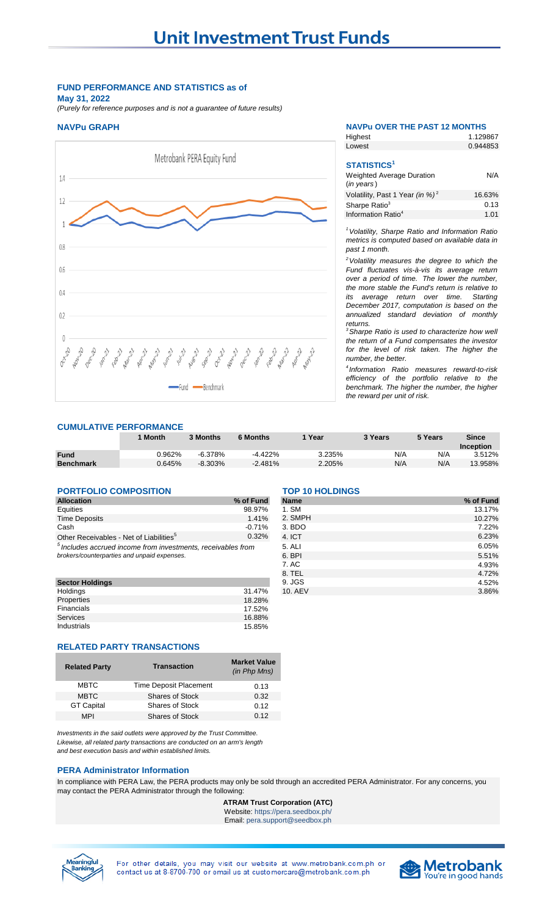# Unit Investment Trust Funds

**FUND PERFORMANCE AND STATISTICS as of May 31, 2022**

*(Purely for reference purposes and is not a guarantee of future results)*

### NAVPu GRAPH

Metrobank PERA Equity Fund

— Fund — Benchmark

### NAVPu OVER THE PAST 12 MONTHS

| | |
|---|---|
| Highest | 1.129867 |
| Lowest | 0.944853 |

### STATISTICS[1]

| | |
|---|---|
| Weighted Average Duration (*in years*) | N/A |
| Volatility, Past 1 Year *(in %)*[2] | 16.63% |
| Sharpe Ratio[3] | 0.13 |
| Information Ratio[4] | 1.01 |

*[1] Volatility, Sharpe Ratio and Information Ratio metrics is computed based on available data in past 1 month.*

*[2] Volatility measures the degree to which the Fund fluctuates vis-à-vis its average return over a period of time. The lower the number, the more stable the Fund's return is relative to its average return over time. Starting December 2017, computation is based on the annualized standard deviation of monthly returns.*

*[3] Sharpe Ratio is used to characterize how well the return of a Fund compensates the investor for the level of risk taken. The higher the number, the better.*

*[4] Information Ratio measures reward-to-risk efficiency of the portfolio relative to the benchmark. The higher the number, the higher the reward per unit of risk.*

### CUMULATIVE PERFORMANCE

| | 1 Month | 3 Months | 6 Months | 1 Year | 3 Years | 5 Years | Since Inception |
|---|---|---|---|---|---|---|---|
| **Fund** | 0.962% | -6.378% | -4.422% | 3.235% | N/A | N/A | 3.512% |
| **Benchmark** | 0.645% | -8.303% | -2.481% | 2.205% | N/A | N/A | 13.958% |

### PORTFOLIO COMPOSITION

| Allocation | % of Fund |
|---|---|
| Equities | 98.97% |
| Time Deposits | 1.41% |
| Cash | -0.71% |
| Other Receivables - Net of Liabilities[5] | 0.32% |

*[5] Includes accrued income from investments, receivables from brokers/counterparties and unpaid expenses.*

| Sector Holdings | |
|---|---|
| Holdings | 31.47% |
| Properties | 18.28% |
| Financials | 17.52% |
| Services | 16.88% |
| Industrials | 15.85% |

### TOP 10 HOLDINGS

| Name | % of Fund |
|---|---|
| 1. SM | 13.17% |
| 2. SMPH | 10.27% |
| 3. BDO | 7.22% |
| 4. ICT | 6.23% |
| 5. ALI | 6.05% |
| 6. BPI | 5.51% |
| 7. AC | 4.93% |
| 8. TEL | 4.72% |
| 9. JGS | 4.52% |
| 10. AEV | 3.86% |

### RELATED PARTY TRANSACTIONS

| Related Party | Transaction | Market Value *(in Php Mns)* |
|---|---|---|
| MBTC | Time Deposit Placement | 0.13 |
| MBTC | Shares of Stock | 0.32 |
| GT Capital | Shares of Stock | 0.12 |
| MPI | Shares of Stock | 0.12 |

*Investments in the said outlets were approved by the Trust Committee. Likewise, all related party transactions are conducted on an arm's length and best execution basis and within established limits.*

### PERA Administrator Information

In compliance with PERA Law, the PERA products may only be sold through an accredited PERA Administrator. For any concerns, you may contact the PERA Administrator through the following:

**ATRAM Trust Corporation (ATC)**
Website: https://pera.seedbox.ph/
Email: pera.support@seedbox.ph

For other details, you may visit our website at www.metrobank.com.ph or contact us at 8-8700-700 or email us at customercare@metrobank.com.ph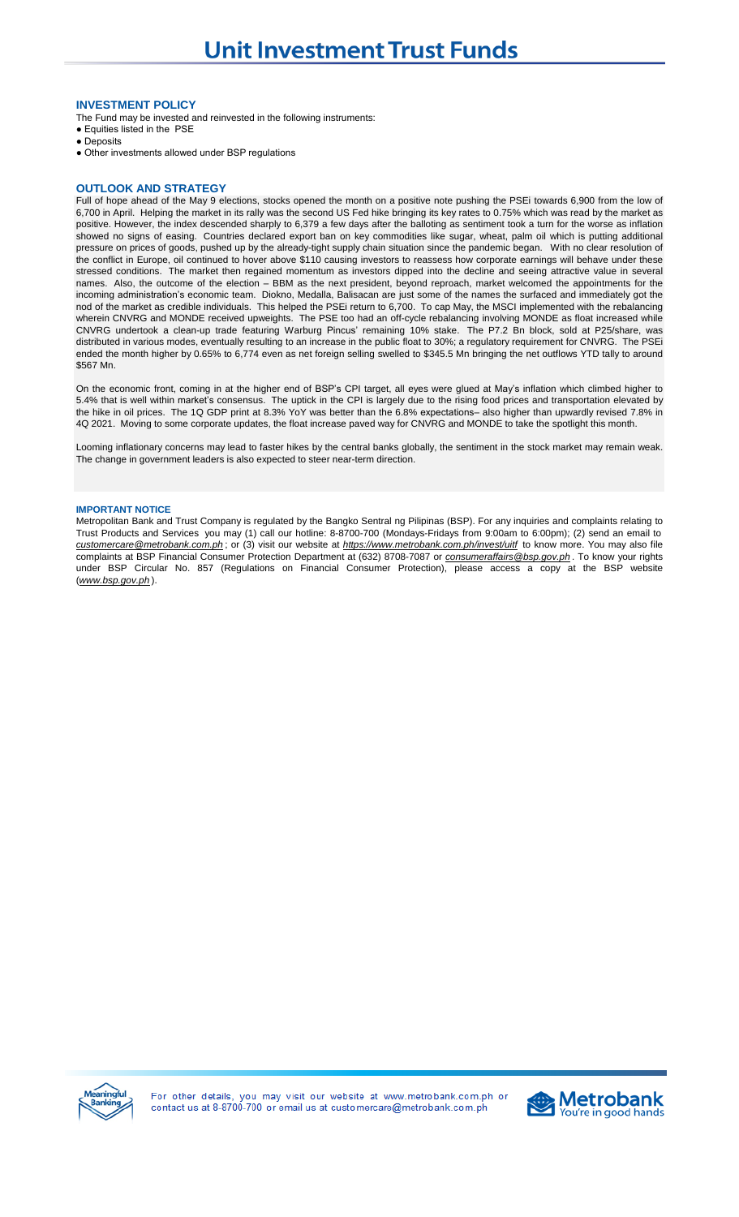# Unit Investment Trust Funds

## INVESTMENT POLICY

The Fund may be invested and reinvested in the following instruments:

- Equities listed in the PSE
- Deposits
- Other investments allowed under BSP regulations

## OUTLOOK AND STRATEGY

Full of hope ahead of the May 9 elections, stocks opened the month on a positive note pushing the PSEi towards 6,900 from the low of 6,700 in April. Helping the market in its rally was the second US Fed hike bringing its key rates to 0.75% which was read by the market as positive. However, the index descended sharply to 6,379 a few days after the balloting as sentiment took a turn for the worse as inflation showed no signs of easing. Countries declared export ban on key commodities like sugar, wheat, palm oil which is putting additional pressure on prices of goods, pushed up by the already-tight supply chain situation since the pandemic began. With no clear resolution of the conflict in Europe, oil continued to hover above $110 causing investors to reassess how corporate earnings will behave under these stressed conditions. The market then regained momentum as investors dipped into the decline and seeing attractive value in several names. Also, the outcome of the election – BBM as the next president, beyond reproach, market welcomed the appointments for the incoming administration's economic team. Diokno, Medalla, Balisacan are just some of the names the surfaced and immediately got the nod of the market as credible individuals. This helped the PSEi return to 6,700. To cap May, the MSCI implemented with the rebalancing wherein CNVRG and MONDE received upweights. The PSE too had an off-cycle rebalancing involving MONDE as float increased while CNVRG undertook a clean-up trade featuring Warburg Pincus' remaining 10% stake. The P7.2 Bn block, sold at P25/share, was distributed in various modes, eventually resulting to an increase in the public float to 30%; a regulatory requirement for CNVRG. The PSEi ended the month higher by 0.65% to 6,774 even as net foreign selling swelled to $345.5 Mn bringing the net outflows YTD tally to around $567 Mn.

On the economic front, coming in at the higher end of BSP's CPI target, all eyes were glued at May's inflation which climbed higher to 5.4% that is well within market's consensus. The uptick in the CPI is largely due to the rising food prices and transportation elevated by the hike in oil prices. The 1Q GDP print at 8.3% YoY was better than the 6.8% expectations– also higher than upwardly revised 7.8% in 4Q 2021. Moving to some corporate updates, the float increase paved way for CNVRG and MONDE to take the spotlight this month.

Looming inflationary concerns may lead to faster hikes by the central banks globally, the sentiment in the stock market may remain weak. The change in government leaders is also expected to steer near-term direction.

### IMPORTANT NOTICE

Metropolitan Bank and Trust Company is regulated by the Bangko Sentral ng Pilipinas (BSP). For any inquiries and complaints relating to Trust Products and Services you may (1) call our hotline: 8-8700-700 (Mondays-Fridays from 9:00am to 6:00pm); (2) send an email to *customercare@metrobank.com.ph* ; or (3) visit our website at *https://www.metrobank.com.ph/invest/uitf* to know more. You may also file complaints at BSP Financial Consumer Protection Department at (632) 8708-7087 or *consumeraffairs@bsp.gov.ph* . To know your rights under BSP Circular No. 857 (Regulations on Financial Consumer Protection), please access a copy at the BSP website (*www.bsp.gov.ph* ).

For other details, you may visit our website at www.metrobank.com.ph or contact us at 8-8700-700 or email us at customercare@metrobank.com.ph